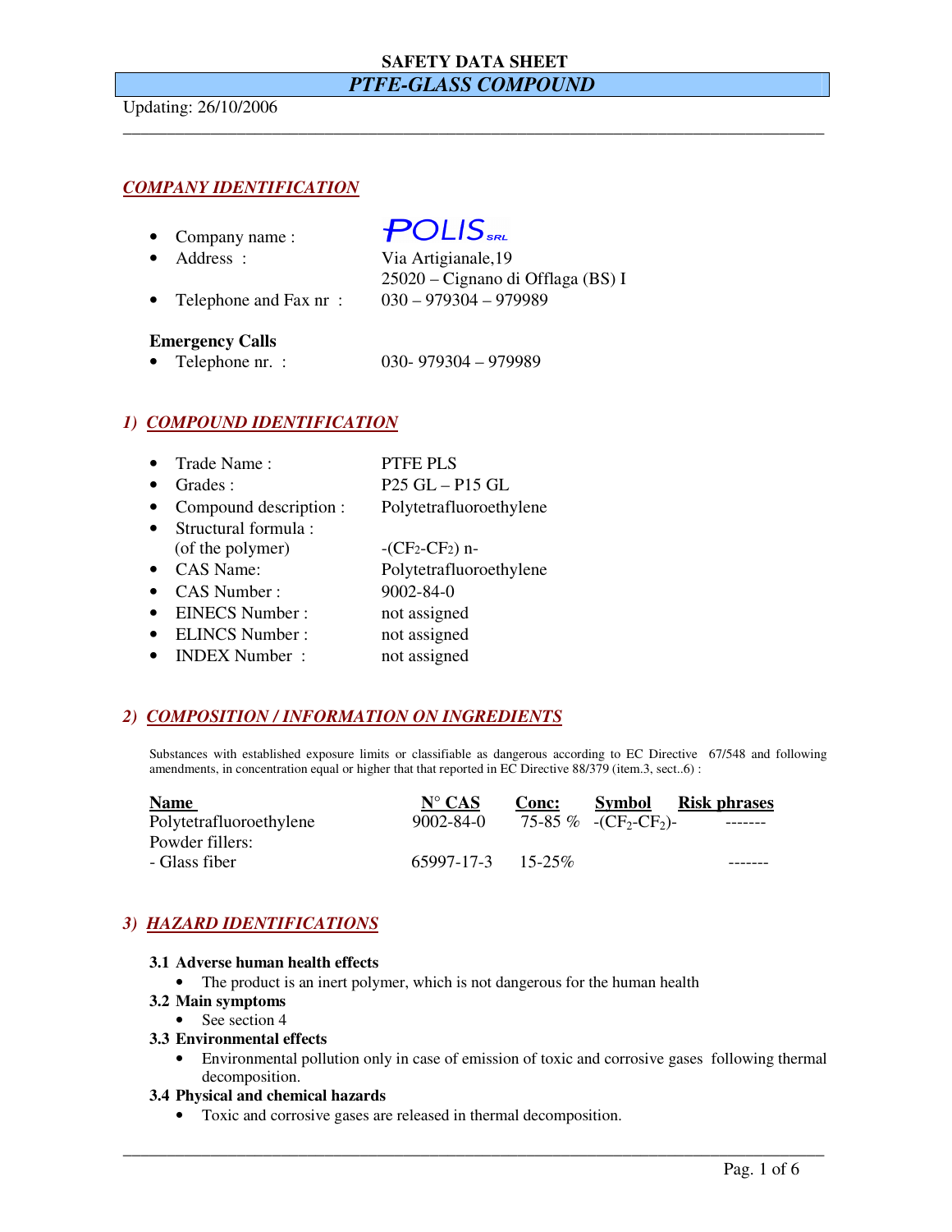**SAFETY DATA SHEET**

# *PTFE-GLASS COMPOUND*

Updating: 26/10/2006

## *COMPANY IDENTIFICATION*

- Company name : POLIS SRL
- Address : Via Artigianale,19
  25020 – Cignano di Offlaga (BS) I
- Telephone and Fax nr : 030 – 979304 – 979989

**Emergency Calls**

- Telephone nr. : 030- 979304 – 979989

## *1) COMPOUND IDENTIFICATION*

- Trade Name : PTFE PLS
- Grades : P25 GL – P15 GL
- Compound description : Polytetrafluoroethylene
- Structural formula : (of the polymer) $-(CF_2\text{-}CF_2)\ n-$
- CAS Name: Polytetrafluoroethylene
- CAS Number : 9002-84-0
- EINECS Number : not assigned
- ELINCS Number : not assigned
- INDEX Number : not assigned

## *2) COMPOSITION / INFORMATION ON INGREDIENTS*

Substances with established exposure limits or classifiable as dangerous according to EC Directive 67/548 and following amendments, in concentration equal or higher that that reported in EC Directive 88/379 (item.3, sect..6) :

| Name | N° CAS | Conc: | Symbol | Risk phrases |
|---|---|---|---|---|
| Polytetrafluoroethylene | 9002-84-0 | 75-85 % | $-(CF_2\text{-}CF_2)-$ | ------- |
| Powder fillers: | | | | |
| - Glass fiber | 65997-17-3 | 15-25% | | ------- |

## *3) HAZARD IDENTIFICATIONS*

### 3.1 Adverse human health effects

- The product is an inert polymer, which is not dangerous for the human health

### 3.2 Main symptoms

- See section 4

### 3.3 Environmental effects

- Environmental pollution only in case of emission of toxic and corrosive gases following thermal decomposition.

### 3.4 Physical and chemical hazards

- Toxic and corrosive gases are released in thermal decomposition.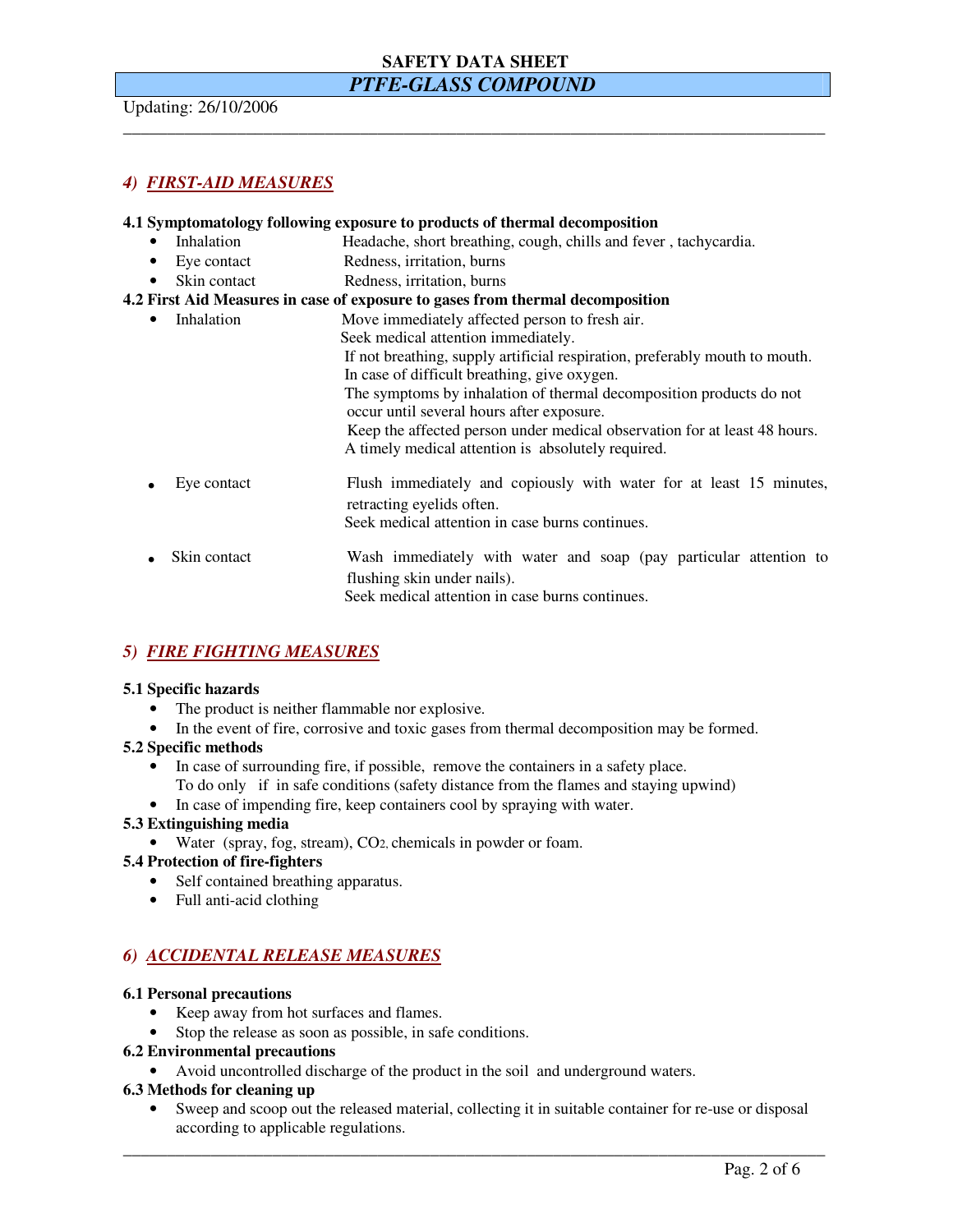## 4) *FIRST-AID MEASURES*

**4.1 Symptomatology following exposure to products of thermal decomposition**

- Inhalation: Headache, short breathing, cough, chills and fever , tachycardia.
- Eye contact: Redness, irritation, burns
- Skin contact: Redness, irritation, burns

**4.2 First Aid Measures in case of exposure to gases from thermal decomposition**

- Inhalation: Move immediately affected person to fresh air.
  Seek medical attention immediately.
  If not breathing, supply artificial respiration, preferably mouth to mouth.
  In case of difficult breathing, give oxygen.
  The symptoms by inhalation of thermal decomposition products do not occur until several hours after exposure.
  Keep the affected person under medical observation for at least 48 hours.
  A timely medical attention is absolutely required.

- Eye contact: Flush immediately and copiously with water for at least 15 minutes, retracting eyelids often.
  Seek medical attention in case burns continues.

- Skin contact: Wash immediately with water and soap (pay particular attention to flushing skin under nails).
  Seek medical attention in case burns continues.

## 5) *FIRE FIGHTING MEASURES*

**5.1 Specific hazards**

- The product is neither flammable nor explosive.
- In the event of fire, corrosive and toxic gases from thermal decomposition may be formed.

**5.2 Specific methods**

- In case of surrounding fire, if possible, remove the containers in a safety place.
  To do only if in safe conditions (safety distance from the flames and staying upwind)
- In case of impending fire, keep containers cool by spraying with water.

**5.3 Extinguishing media**

- Water (spray, fog, stream), $CO_2$, chemicals in powder or foam.

**5.4 Protection of fire-fighters**

- Self contained breathing apparatus.
- Full anti-acid clothing

## 6) *ACCIDENTAL RELEASE MEASURES*

**6.1 Personal precautions**

- Keep away from hot surfaces and flames.
- Stop the release as soon as possible, in safe conditions.

**6.2 Environmental precautions**

- Avoid uncontrolled discharge of the product in the soil and underground waters.

**6.3 Methods for cleaning up**

- Sweep and scoop out the released material, collecting it in suitable container for re-use or disposal according to applicable regulations.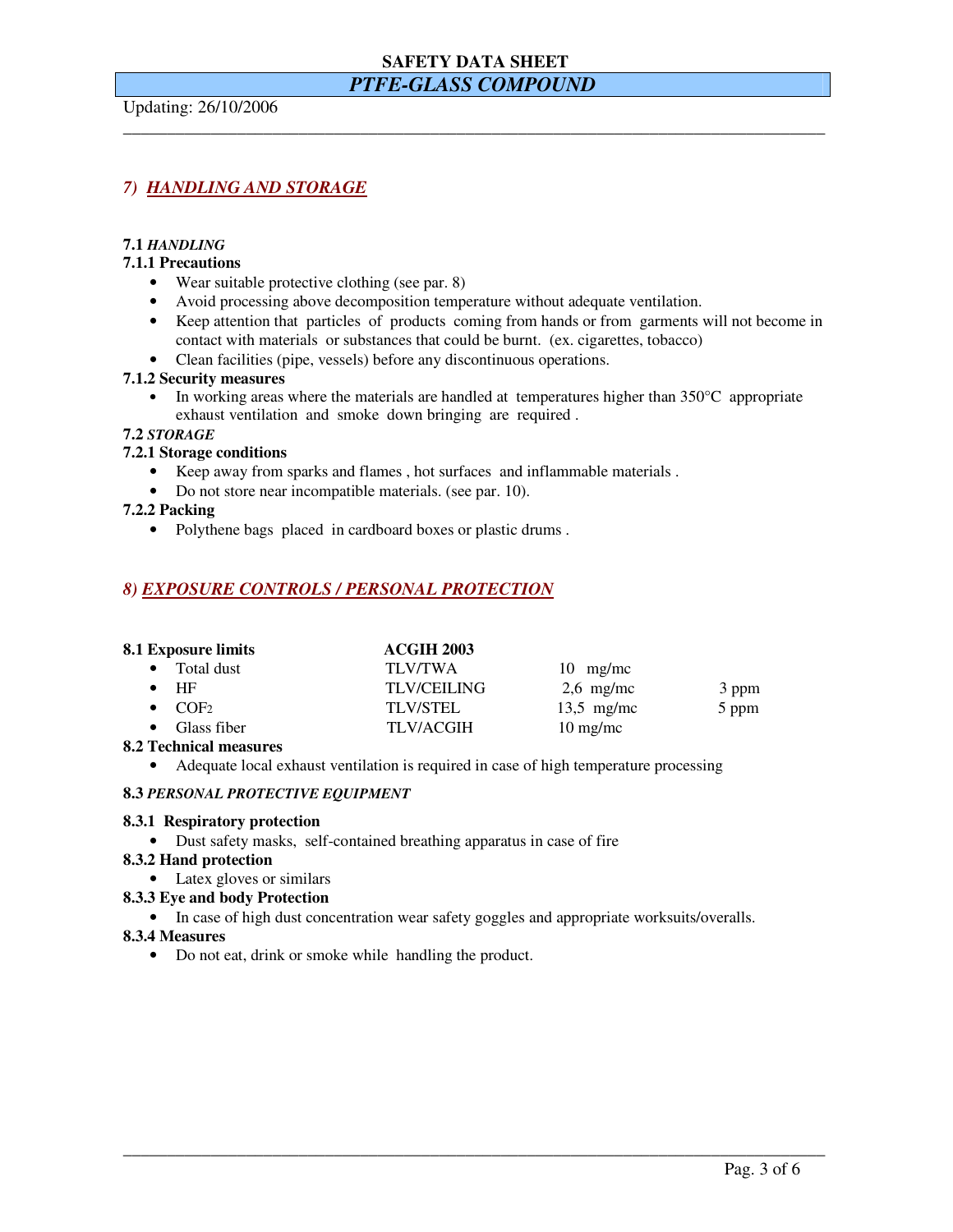## 7) HANDLING AND STORAGE

**7.1** ***HANDLING***

**7.1.1 Precautions**

- Wear suitable protective clothing (see par. 8)
- Avoid processing above decomposition temperature without adequate ventilation.
- Keep attention that particles of products coming from hands or from garments will not become in contact with materials or substances that could be burnt. (ex. cigarettes, tobacco)
- Clean facilities (pipe, vessels) before any discontinuous operations.

**7.1.2 Security measures**

- In working areas where the materials are handled at temperatures higher than 350°C appropriate exhaust ventilation and smoke down bringing are required .

**7.2** ***STORAGE***

**7.2.1 Storage conditions**

- Keep away from sparks and flames , hot surfaces and inflammable materials .
- Do not store near incompatible materials. (see par. 10).

**7.2.2 Packing**

- Polythene bags placed in cardboard boxes or plastic drums .

## 8) EXPOSURE CONTROLS / PERSONAL PROTECTION

**8.1 Exposure limits**

| | ACGIH 2003 | | |
|---|---|---|---|
| Total dust | TLV/TWA | 10 mg/mc | |
| HF | TLV/CEILING | 2,6 mg/mc | 3 ppm |
| $COF_2$ | TLV/STEL | 13,5 mg/mc | 5 ppm |
| Glass fiber | TLV/ACGIH | 10 mg/mc | |

**8.2 Technical measures**

- Adequate local exhaust ventilation is required in case of high temperature processing

**8.3** ***PERSONAL PROTECTIVE EQUIPMENT***

**8.3.1 Respiratory protection**

- Dust safety masks, self-contained breathing apparatus in case of fire

**8.3.2 Hand protection**

- Latex gloves or similars

**8.3.3 Eye and body Protection**

- In case of high dust concentration wear safety goggles and appropriate worksuits/overalls.

**8.3.4 Measures**

- Do not eat, drink or smoke while handling the product.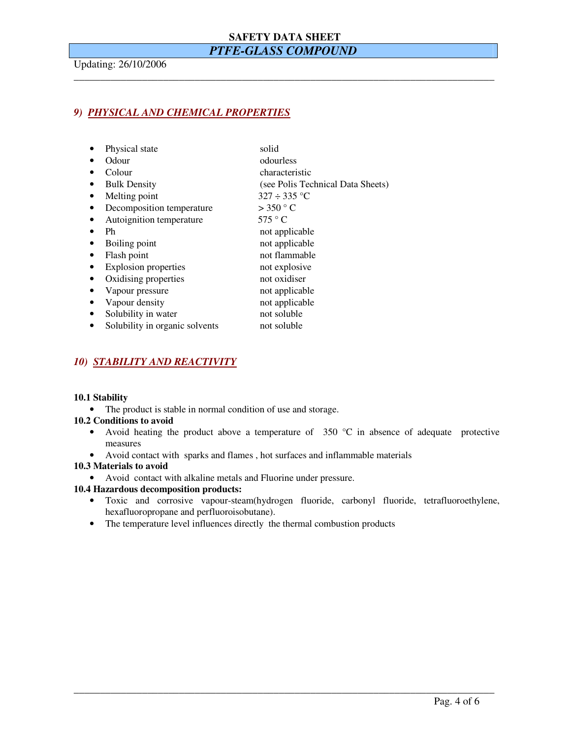## 9) PHYSICAL AND CHEMICAL PROPERTIES

- Physical state — solid
- Odour — odourless
- Colour — characteristic
- Bulk Density — (see Polis Technical Data Sheets)
- Melting point — 327 ÷ 335 °C
- Decomposition temperature — > 350 ° C
- Autoignition temperature — 575 ° C
- Ph — not applicable
- Boiling point — not applicable
- Flash point — not flammable
- Explosion properties — not explosive
- Oxidising properties — not oxidiser
- Vapour pressure — not applicable
- Vapour density — not applicable
- Solubility in water — not soluble
- Solubility in organic solvents — not soluble

## 10) STABILITY AND REACTIVITY

**10.1 Stability**

- The product is stable in normal condition of use and storage.

**10.2 Conditions to avoid**

- Avoid heating the product above a temperature of 350 °C in absence of adequate protective measures
- Avoid contact with sparks and flames , hot surfaces and inflammable materials

**10.3 Materials to avoid**

- Avoid contact with alkaline metals and Fluorine under pressure.

**10.4 Hazardous decomposition products:**

- Toxic and corrosive vapour-steam(hydrogen fluoride, carbonyl fluoride, tetrafluoroethylene, hexafluoropropane and perfluoroisobutane).
- The temperature level influences directly the thermal combustion products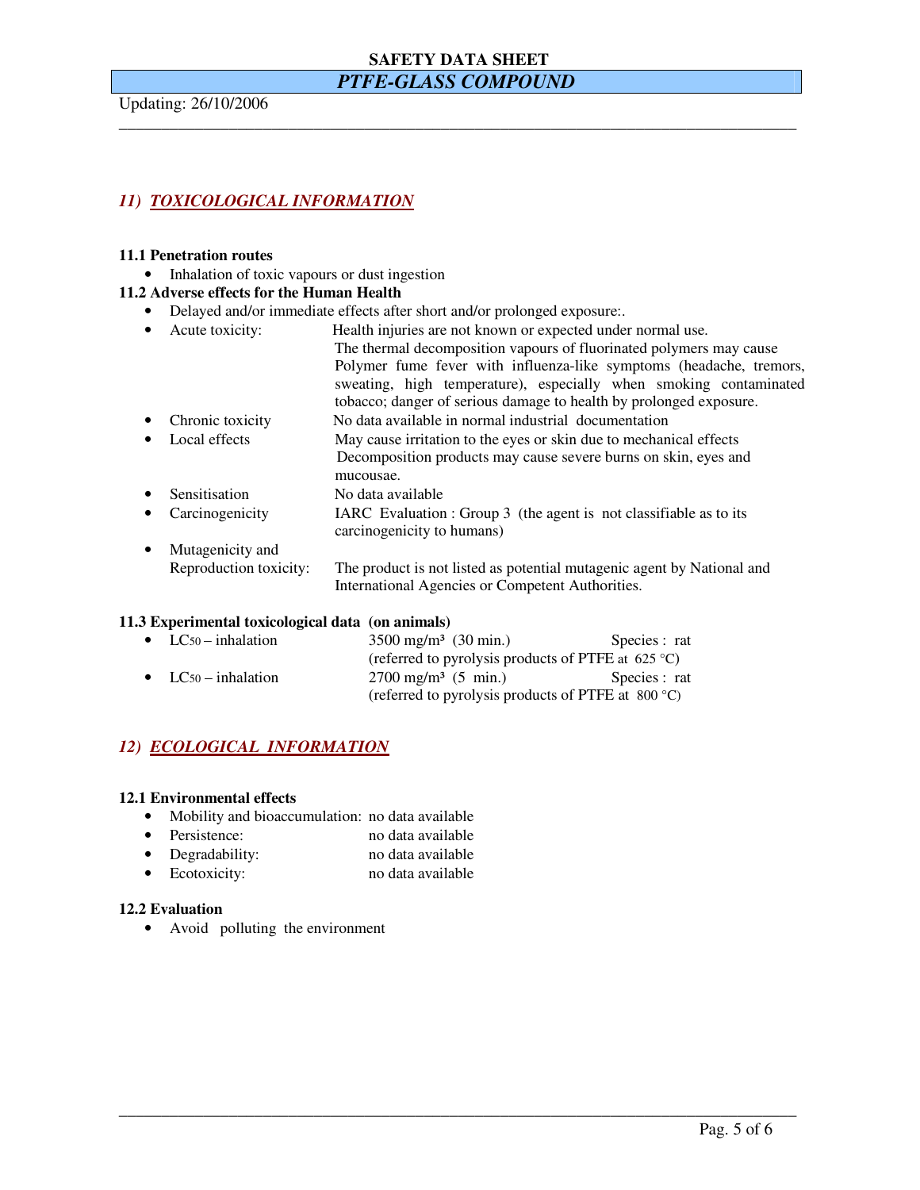## 11) *TOXICOLOGICAL INFORMATION*

**11.1 Penetration routes**

- Inhalation of toxic vapours or dust ingestion

**11.2 Adverse effects for the Human Health**

- Delayed and/or immediate effects after short and/or prolonged exposure:.
- Acute toxicity: Health injuries are not known or expected under normal use. The thermal decomposition vapours of fluorinated polymers may cause Polymer fume fever with influenza-like symptoms (headache, tremors, sweating, high temperature), especially when smoking contaminated tobacco; danger of serious damage to health by prolonged exposure.
- Chronic toxicity: No data available in normal industrial documentation
- Local effects: May cause irritation to the eyes or skin due to mechanical effects. Decomposition products may cause severe burns on skin, eyes and mucousae.
- Sensitisation: No data available
- Carcinogenicity: IARC Evaluation : Group 3 (the agent is not classifiable as to its carcinogenicity to humans)
- Mutagenicity and Reproduction toxicity: The product is not listed as potential mutagenic agent by National and International Agencies or Competent Authorities.

**11.3 Experimental toxicological data (on animals)**

- $LC_{50}$ – inhalation: 3500 mg/m³ (30 min.) Species : rat
  (referred to pyrolysis products of PTFE at 625 °C)
- $LC_{50}$ – inhalation: 2700 mg/m³ (5 min.) Species : rat
  (referred to pyrolysis products of PTFE at 800 °C)

## 12) *ECOLOGICAL INFORMATION*

**12.1 Environmental effects**

- Mobility and bioaccumulation: no data available
- Persistence: no data available
- Degradability: no data available
- Ecotoxicity: no data available

**12.2 Evaluation**

- Avoid polluting the environment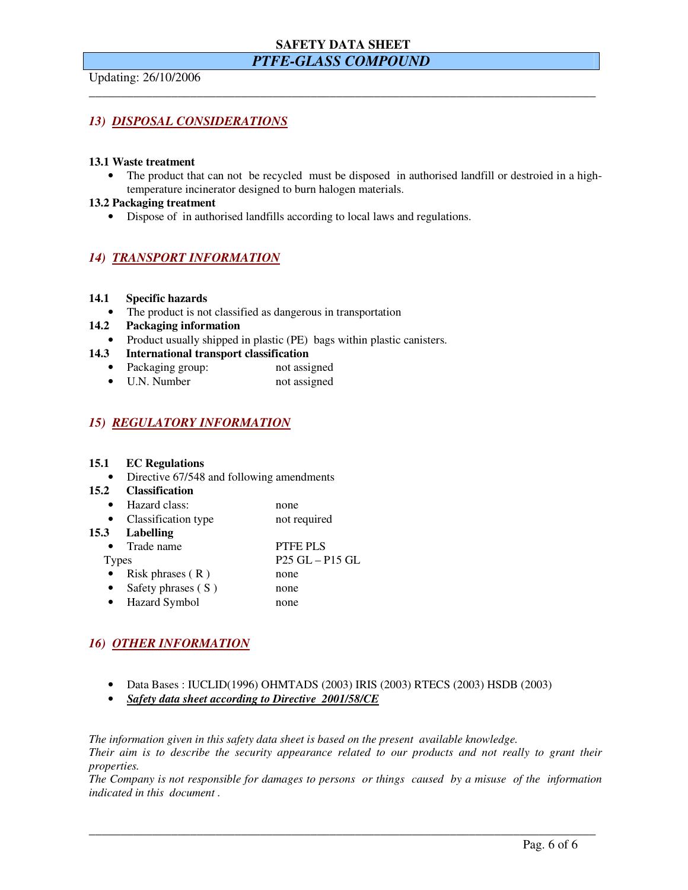## 13) DISPOSAL CONSIDERATIONS

**13.1 Waste treatment**

- The product that can not be recycled must be disposed in authorised landfill or destroied in a high-temperature incinerator designed to burn halogen materials.

**13.2 Packaging treatment**

- Dispose of in authorised landfills according to local laws and regulations.

## 14) TRANSPORT INFORMATION

**14.1 Specific hazards**

- The product is not classified as dangerous in transportation

**14.2 Packaging information**

- Product usually shipped in plastic (PE) bags within plastic canisters.

**14.3 International transport classification**

- Packaging group: not assigned
- U.N. Number not assigned

## 15) REGULATORY INFORMATION

**15.1 EC Regulations**

- Directive 67/548 and following amendments

**15.2 Classification**

- Hazard class: none
- Classification type not required

**15.3 Labelling**

- Trade name PTFE PLS

Types P25 GL – P15 GL

- Risk phrases ( R ) none
- Safety phrases ( S ) none
- Hazard Symbol none

## 16) OTHER INFORMATION

- Data Bases : IUCLID(1996) OHMTADS (2003) IRIS (2003) RTECS (2003) HSDB (2003)
- ***Safety data sheet according to Directive 2001/58/CE***

*The information given in this safety data sheet is based on the present available knowledge.*
*Their aim is to describe the security appearance related to our products and not really to grant their properties.*
*The Company is not responsible for damages to persons or things caused by a misuse of the information indicated in this document .*